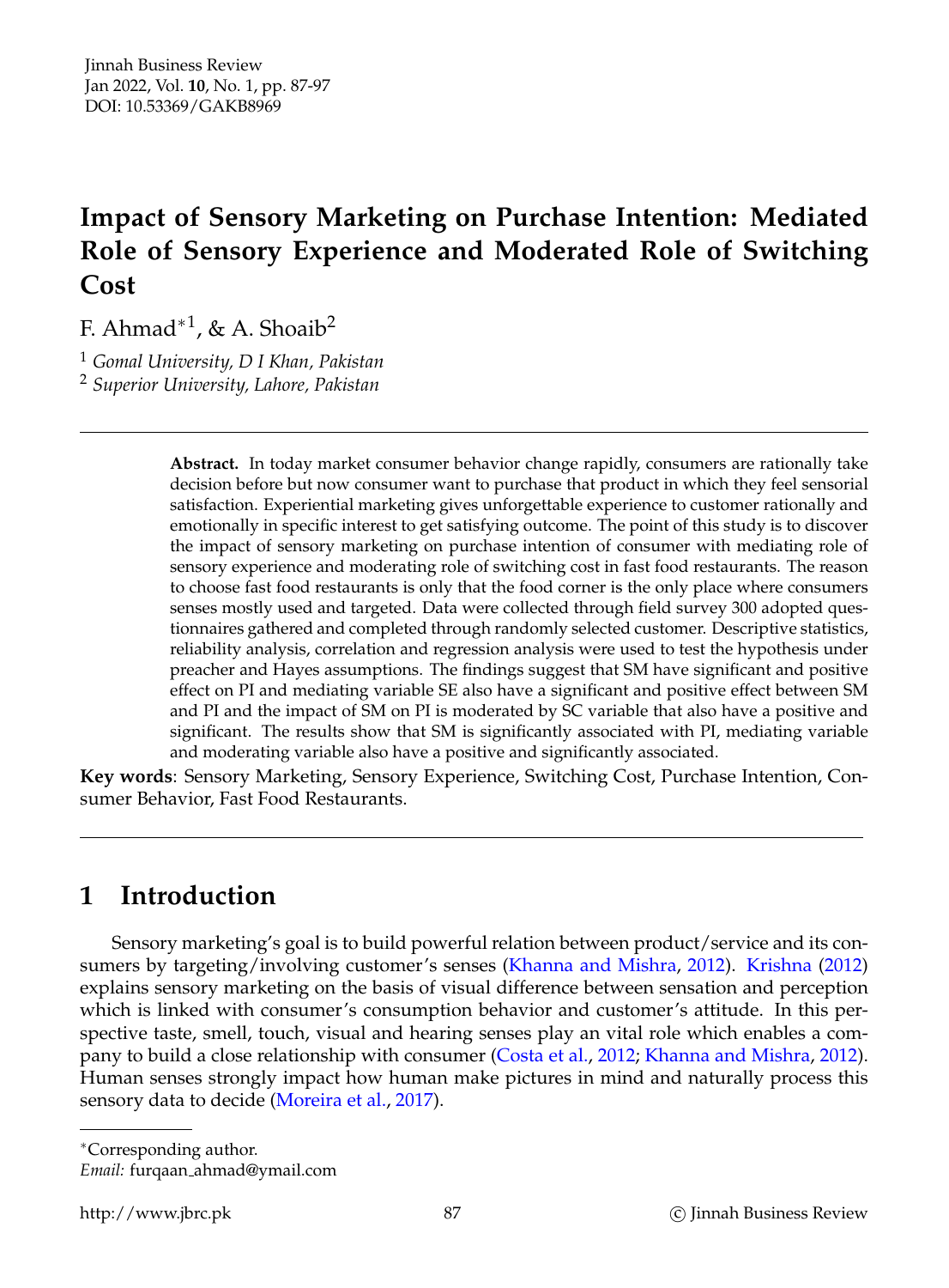# Impact of Sensory Marketing on Purchase Intention: Mediated Role of Sensory Experience and Moderated Role of Switching Cost

F. Ahmad*[1], & A. Shoaib[2]

[1] *Gomal University, D I Khan, Pakistan*
[2] *Superior University, Lahore, Pakistan*

---

**Abstract.** In today market consumer behavior change rapidly, consumers are rationally take decision before but now consumer want to purchase that product in which they feel sensorial satisfaction. Experiential marketing gives unforgettable experience to customer rationally and emotionally in specific interest to get satisfying outcome. The point of this study is to discover the impact of sensory marketing on purchase intention of consumer with mediating role of sensory experience and moderating role of switching cost in fast food restaurants. The reason to choose fast food restaurants is only that the food corner is the only place where consumers senses mostly used and targeted. Data were collected through field survey 300 adopted questionnaires gathered and completed through randomly selected customer. Descriptive statistics, reliability analysis, correlation and regression analysis were used to test the hypothesis under preacher and Hayes assumptions. The findings suggest that SM have significant and positive effect on PI and mediating variable SE also have a significant and positive effect between SM and PI and the impact of SM on PI is moderated by SC variable that also have a positive and significant. The results show that SM is significantly associated with PI, mediating variable and moderating variable also have a positive and significantly associated.

**Key words**: Sensory Marketing, Sensory Experience, Switching Cost, Purchase Intention, Consumer Behavior, Fast Food Restaurants.

---

## 1 Introduction

Sensory marketing's goal is to build powerful relation between product/service and its consumers by targeting/involving customer's senses (Khanna and Mishra, 2012). Krishna (2012) explains sensory marketing on the basis of visual difference between sensation and perception which is linked with consumer's consumption behavior and customer's attitude. In this perspective taste, smell, touch, visual and hearing senses play an vital role which enables a company to build a close relationship with consumer (Costa et al., 2012; Khanna and Mishra, 2012). Human senses strongly impact how human make pictures in mind and naturally process this sensory data to decide (Moreira et al., 2017).

---

*Corresponding author.
*Email:* furqaan_ahmad@ymail.com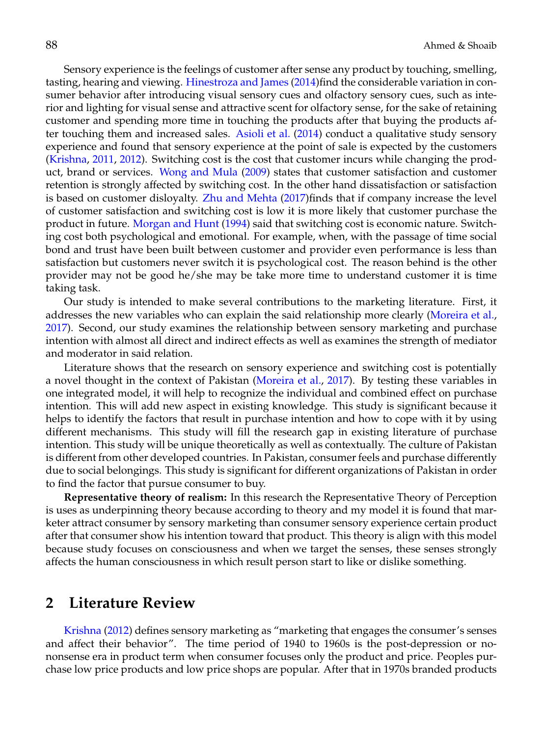Sensory experience is the feelings of customer after sense any product by touching, smelling, tasting, hearing and viewing. Hinestroza and James (2014)find the considerable variation in consumer behavior after introducing visual sensory cues and olfactory sensory cues, such as interior and lighting for visual sense and attractive scent for olfactory sense, for the sake of retaining customer and spending more time in touching the products after that buying the products after touching them and increased sales. Asioli et al. (2014) conduct a qualitative study sensory experience and found that sensory experience at the point of sale is expected by the customers (Krishna, 2011, 2012). Switching cost is the cost that customer incurs while changing the product, brand or services. Wong and Mula (2009) states that customer satisfaction and customer retention is strongly affected by switching cost. In the other hand dissatisfaction or satisfaction is based on customer disloyalty. Zhu and Mehta (2017)finds that if company increase the level of customer satisfaction and switching cost is low it is more likely that customer purchase the product in future. Morgan and Hunt (1994) said that switching cost is economic nature. Switching cost both psychological and emotional. For example, when, with the passage of time social bond and trust have been built between customer and provider even performance is less than satisfaction but customers never switch it is psychological cost. The reason behind is the other provider may not be good he/she may be take more time to understand customer it is time taking task.

Our study is intended to make several contributions to the marketing literature. First, it addresses the new variables who can explain the said relationship more clearly (Moreira et al., 2017). Second, our study examines the relationship between sensory marketing and purchase intention with almost all direct and indirect effects as well as examines the strength of mediator and moderator in said relation.

Literature shows that the research on sensory experience and switching cost is potentially a novel thought in the context of Pakistan (Moreira et al., 2017). By testing these variables in one integrated model, it will help to recognize the individual and combined effect on purchase intention. This will add new aspect in existing knowledge. This study is significant because it helps to identify the factors that result in purchase intention and how to cope with it by using different mechanisms. This study will fill the research gap in existing literature of purchase intention. This study will be unique theoretically as well as contextually. The culture of Pakistan is different from other developed countries. In Pakistan, consumer feels and purchase differently due to social belongings. This study is significant for different organizations of Pakistan in order to find the factor that pursue consumer to buy.

**Representative theory of realism:** In this research the Representative Theory of Perception is uses as underpinning theory because according to theory and my model it is found that marketer attract consumer by sensory marketing than consumer sensory experience certain product after that consumer show his intention toward that product. This theory is align with this model because study focuses on consciousness and when we target the senses, these senses strongly affects the human consciousness in which result person start to like or dislike something.

## 2 Literature Review

Krishna (2012) defines sensory marketing as "marketing that engages the consumer's senses and affect their behavior". The time period of 1940 to 1960s is the post-depression or nononsense era in product term when consumer focuses only the product and price. Peoples purchase low price products and low price shops are popular. After that in 1970s branded products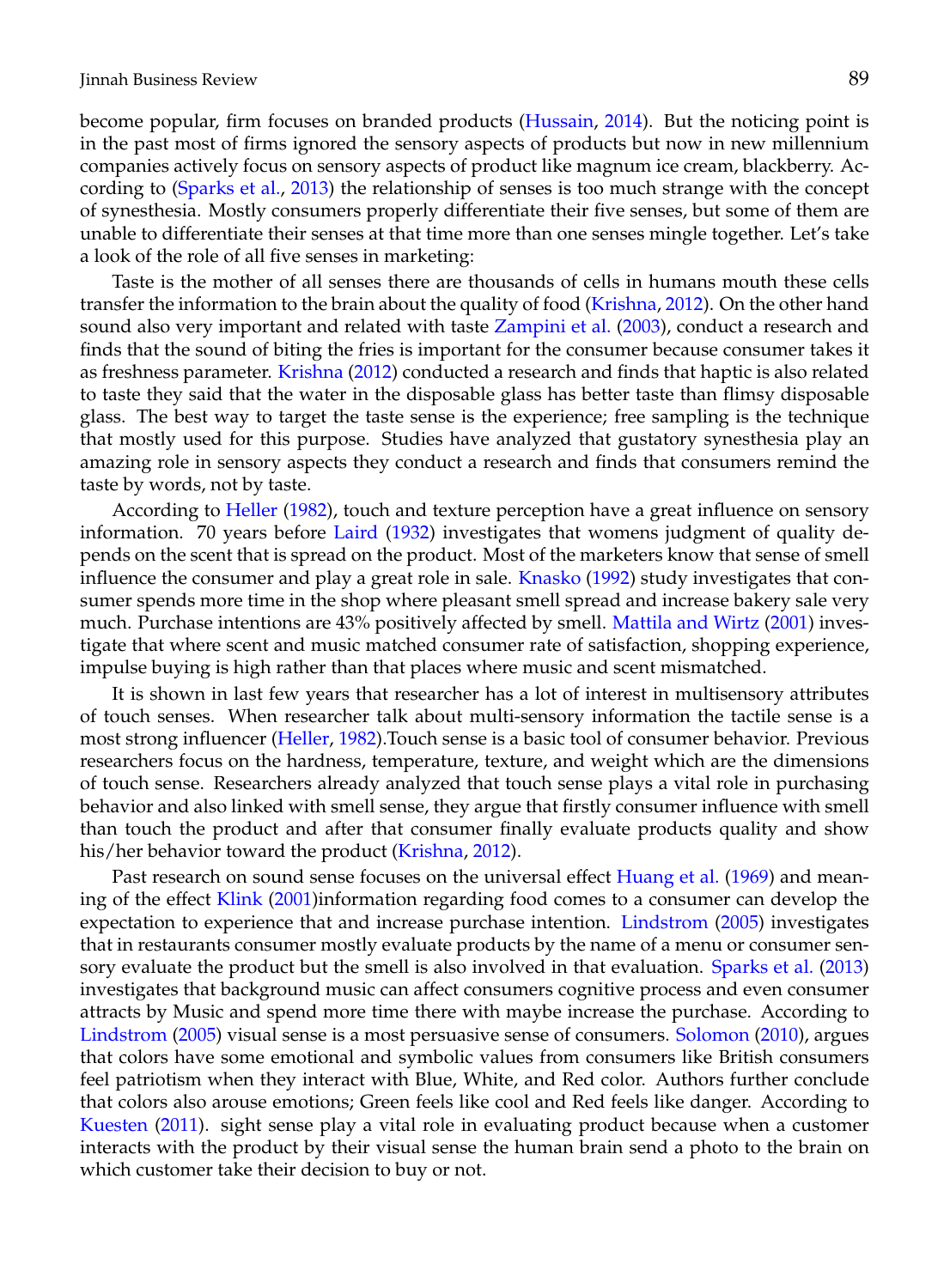become popular, firm focuses on branded products (Hussain, 2014). But the noticing point is in the past most of firms ignored the sensory aspects of products but now in new millennium companies actively focus on sensory aspects of product like magnum ice cream, blackberry. According to (Sparks et al., 2013) the relationship of senses is too much strange with the concept of synesthesia. Mostly consumers properly differentiate their five senses, but some of them are unable to differentiate their senses at that time more than one senses mingle together. Let's take a look of the role of all five senses in marketing:

Taste is the mother of all senses there are thousands of cells in humans mouth these cells transfer the information to the brain about the quality of food (Krishna, 2012). On the other hand sound also very important and related with taste Zampini et al. (2003), conduct a research and finds that the sound of biting the fries is important for the consumer because consumer takes it as freshness parameter. Krishna (2012) conducted a research and finds that haptic is also related to taste they said that the water in the disposable glass has better taste than flimsy disposable glass. The best way to target the taste sense is the experience; free sampling is the technique that mostly used for this purpose. Studies have analyzed that gustatory synesthesia play an amazing role in sensory aspects they conduct a research and finds that consumers remind the taste by words, not by taste.

According to Heller (1982), touch and texture perception have a great influence on sensory information. 70 years before Laird (1932) investigates that womens judgment of quality depends on the scent that is spread on the product. Most of the marketers know that sense of smell influence the consumer and play a great role in sale. Knasko (1992) study investigates that consumer spends more time in the shop where pleasant smell spread and increase bakery sale very much. Purchase intentions are 43% positively affected by smell. Mattila and Wirtz (2001) investigate that where scent and music matched consumer rate of satisfaction, shopping experience, impulse buying is high rather than that places where music and scent mismatched.

It is shown in last few years that researcher has a lot of interest in multisensory attributes of touch senses. When researcher talk about multi-sensory information the tactile sense is a most strong influencer (Heller, 1982).Touch sense is a basic tool of consumer behavior. Previous researchers focus on the hardness, temperature, texture, and weight which are the dimensions of touch sense. Researchers already analyzed that touch sense plays a vital role in purchasing behavior and also linked with smell sense, they argue that firstly consumer influence with smell than touch the product and after that consumer finally evaluate products quality and show his/her behavior toward the product (Krishna, 2012).

Past research on sound sense focuses on the universal effect Huang et al. (1969) and meaning of the effect Klink (2001)information regarding food comes to a consumer can develop the expectation to experience that and increase purchase intention. Lindstrom (2005) investigates that in restaurants consumer mostly evaluate products by the name of a menu or consumer sensory evaluate the product but the smell is also involved in that evaluation. Sparks et al. (2013) investigates that background music can affect consumers cognitive process and even consumer attracts by Music and spend more time there with maybe increase the purchase. According to Lindstrom (2005) visual sense is a most persuasive sense of consumers. Solomon (2010), argues that colors have some emotional and symbolic values from consumers like British consumers feel patriotism when they interact with Blue, White, and Red color. Authors further conclude that colors also arouse emotions; Green feels like cool and Red feels like danger. According to Kuesten (2011). sight sense play a vital role in evaluating product because when a customer interacts with the product by their visual sense the human brain send a photo to the brain on which customer take their decision to buy or not.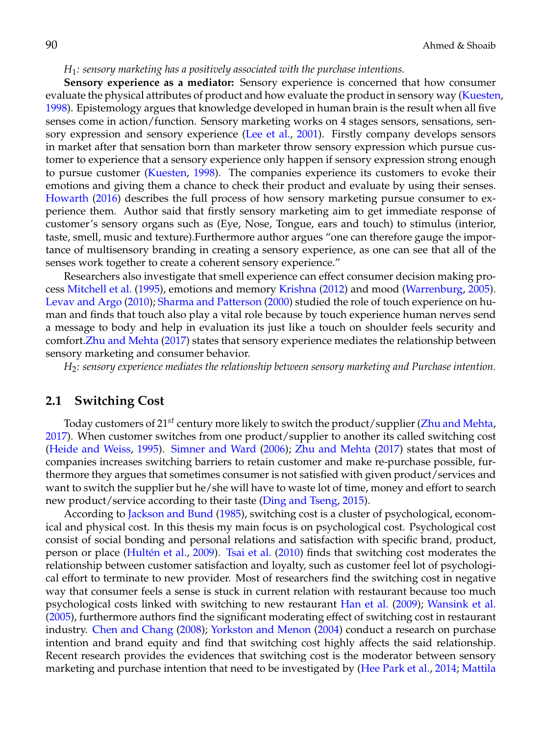*$H_1$: sensory marketing has a positively associated with the purchase intentions.*

**Sensory experience as a mediator:** Sensory experience is concerned that how consumer evaluate the physical attributes of product and how evaluate the product in sensory way (Kuesten, 1998). Epistemology argues that knowledge developed in human brain is the result when all five senses come in action/function. Sensory marketing works on 4 stages sensors, sensations, sensory expression and sensory experience (Lee et al., 2001). Firstly company develops sensors in market after that sensation born than marketer throw sensory expression which pursue customer to experience that a sensory experience only happen if sensory expression strong enough to pursue customer (Kuesten, 1998). The companies experience its customers to evoke their emotions and giving them a chance to check their product and evaluate by using their senses. Howarth (2016) describes the full process of how sensory marketing pursue consumer to experience them. Author said that firstly sensory marketing aim to get immediate response of customer's sensory organs such as (Eye, Nose, Tongue, ears and touch) to stimulus (interior, taste, smell, music and texture).Furthermore author argues "one can therefore gauge the importance of multisensory branding in creating a sensory experience, as one can see that all of the senses work together to create a coherent sensory experience."

Researchers also investigate that smell experience can effect consumer decision making process Mitchell et al. (1995), emotions and memory Krishna (2012) and mood (Warrenburg, 2005). Levav and Argo (2010); Sharma and Patterson (2000) studied the role of touch experience on human and finds that touch also play a vital role because by touch experience human nerves send a message to body and help in evaluation its just like a touch on shoulder feels security and comfort.Zhu and Mehta (2017) states that sensory experience mediates the relationship between sensory marketing and consumer behavior.

*$H_2$: sensory experience mediates the relationship between sensory marketing and Purchase intention.*

## 2.1 Switching Cost

Today customers of 21$^{st}$ century more likely to switch the product/supplier (Zhu and Mehta, 2017). When customer switches from one product/supplier to another its called switching cost (Heide and Weiss, 1995). Simner and Ward (2006); Zhu and Mehta (2017) states that most of companies increases switching barriers to retain customer and make re-purchase possible, furthermore they argues that sometimes consumer is not satisfied with given product/services and want to switch the supplier but he/she will have to waste lot of time, money and effort to search new product/service according to their taste (Ding and Tseng, 2015).

According to Jackson and Bund (1985), switching cost is a cluster of psychological, economical and physical cost. In this thesis my main focus is on psychological cost. Psychological cost consist of social bonding and personal relations and satisfaction with specific brand, product, person or place (Hultén et al., 2009). Tsai et al. (2010) finds that switching cost moderates the relationship between customer satisfaction and loyalty, such as customer feel lot of psychological effort to terminate to new provider. Most of researchers find the switching cost in negative way that consumer feels a sense is stuck in current relation with restaurant because too much psychological costs linked with switching to new restaurant Han et al. (2009); Wansink et al. (2005), furthermore authors find the significant moderating effect of switching cost in restaurant industry. Chen and Chang (2008); Yorkston and Menon (2004) conduct a research on purchase intention and brand equity and find that switching cost highly affects the said relationship. Recent research provides the evidences that switching cost is the moderator between sensory marketing and purchase intention that need to be investigated by (Hee Park et al., 2014; Mattila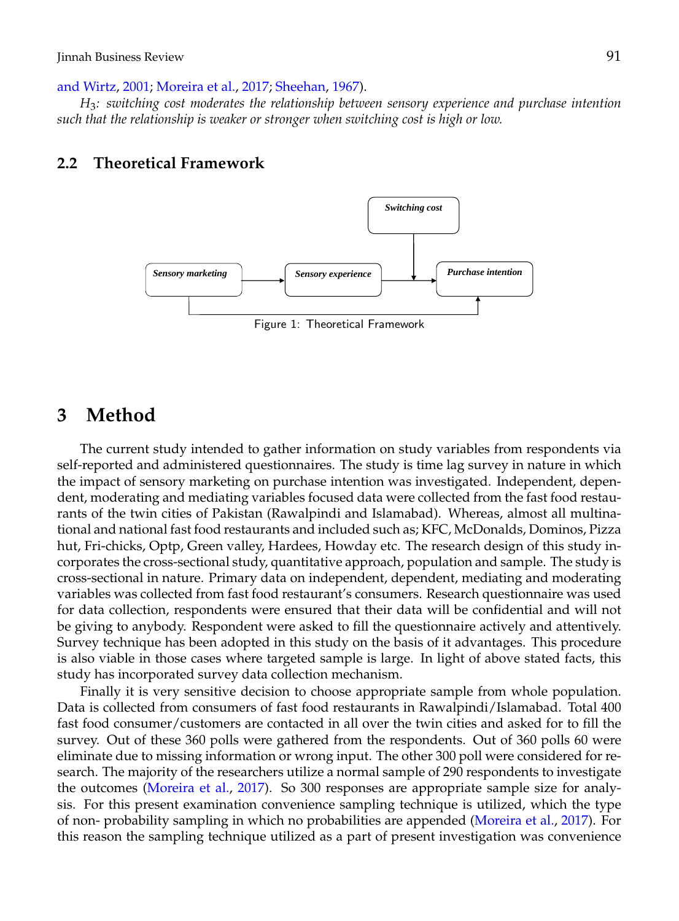and Wirtz, 2001; Moreira et al., 2017; Sheehan, 1967).

*$H_3$: switching cost moderates the relationship between sensory experience and purchase intention such that the relationship is weaker or stronger when switching cost is high or low.*

## 2.2 Theoretical Framework

Figure 1: Theoretical Framework

# 3 Method

The current study intended to gather information on study variables from respondents via self-reported and administered questionnaires. The study is time lag survey in nature in which the impact of sensory marketing on purchase intention was investigated. Independent, dependent, moderating and mediating variables focused data were collected from the fast food restaurants of the twin cities of Pakistan (Rawalpindi and Islamabad). Whereas, almost all multinational and national fast food restaurants and included such as; KFC, McDonalds, Dominos, Pizza hut, Fri-chicks, Optp, Green valley, Hardees, Howday etc. The research design of this study incorporates the cross-sectional study, quantitative approach, population and sample. The study is cross-sectional in nature. Primary data on independent, dependent, mediating and moderating variables was collected from fast food restaurant's consumers. Research questionnaire was used for data collection, respondents were ensured that their data will be confidential and will not be giving to anybody. Respondent were asked to fill the questionnaire actively and attentively. Survey technique has been adopted in this study on the basis of it advantages. This procedure is also viable in those cases where targeted sample is large. In light of above stated facts, this study has incorporated survey data collection mechanism.

Finally it is very sensitive decision to choose appropriate sample from whole population. Data is collected from consumers of fast food restaurants in Rawalpindi/Islamabad. Total 400 fast food consumer/customers are contacted in all over the twin cities and asked for to fill the survey. Out of these 360 polls were gathered from the respondents. Out of 360 polls 60 were eliminate due to missing information or wrong input. The other 300 poll were considered for research. The majority of the researchers utilize a normal sample of 290 respondents to investigate the outcomes (Moreira et al., 2017). So 300 responses are appropriate sample size for analysis. For this present examination convenience sampling technique is utilized, which the type of non- probability sampling in which no probabilities are appended (Moreira et al., 2017). For this reason the sampling technique utilized as a part of present investigation was convenience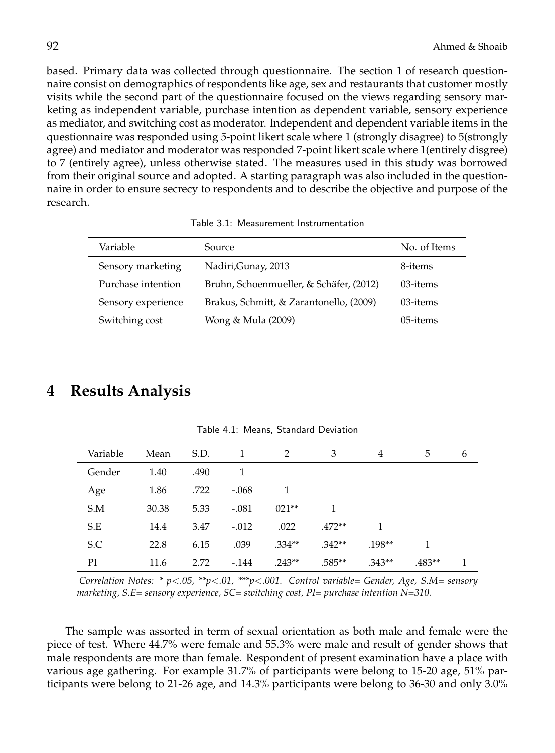based. Primary data was collected through questionnaire. The section 1 of research questionnaire consist on demographics of respondents like age, sex and restaurants that customer mostly visits while the second part of the questionnaire focused on the views regarding sensory marketing as independent variable, purchase intention as dependent variable, sensory experience as mediator, and switching cost as moderator. Independent and dependent variable items in the questionnaire was responded using 5-point likert scale where 1 (strongly disagree) to 5(strongly agree) and mediator and moderator was responded 7-point likert scale where 1(entirely disgree) to 7 (entirely agree), unless otherwise stated. The measures used in this study was borrowed from their original source and adopted. A starting paragraph was also included in the questionnaire in order to ensure secrecy to respondents and to describe the objective and purpose of the research.

Table 3.1: Measurement Instrumentation

| Variable | Source | No. of Items |
|---|---|---|
| Sensory marketing | Nadiri,Gunay, 2013 | 8-items |
| Purchase intention | Bruhn, Schoenmueller, & Schäfer, (2012) | 03-items |
| Sensory experience | Brakus, Schmitt, & Zarantonello, (2009) | 03-items |
| Switching cost | Wong & Mula (2009) | 05-items |

# 4 Results Analysis

Table 4.1: Means, Standard Deviation

| Variable | Mean | S.D. | 1 | 2 | 3 | 4 | 5 | 6 |
|---|---|---|---|---|---|---|---|---|
| Gender | 1.40 | .490 | 1 | | | | | |
| Age | 1.86 | .722 | -.068 | 1 | | | | |
| S.M | 30.38 | 5.33 | -.081 | 021** | 1 | | | |
| S.E | 14.4 | 3.47 | -.012 | .022 | .472** | 1 | | |
| S.C | 22.8 | 6.15 | .039 | .334** | .342** | .198** | 1 | |
| PI | 11.6 | 2.72 | -.144 | .243** | .585** | .343** | .483** | 1 |

*Correlation Notes: * p<.05, **p<.01, ***p<.001. Control variable= Gender, Age, S.M= sensory marketing, S.E= sensory experience, SC= switching cost, PI= purchase intention N=310.*

The sample was assorted in term of sexual orientation as both male and female were the piece of test. Where 44.7% were female and 55.3% were male and result of gender shows that male respondents are more than female. Respondent of present examination have a place with various age gathering. For example 31.7% of participants were belong to 15-20 age, 51% participants were belong to 21-26 age, and 14.3% participants were belong to 36-30 and only 3.0%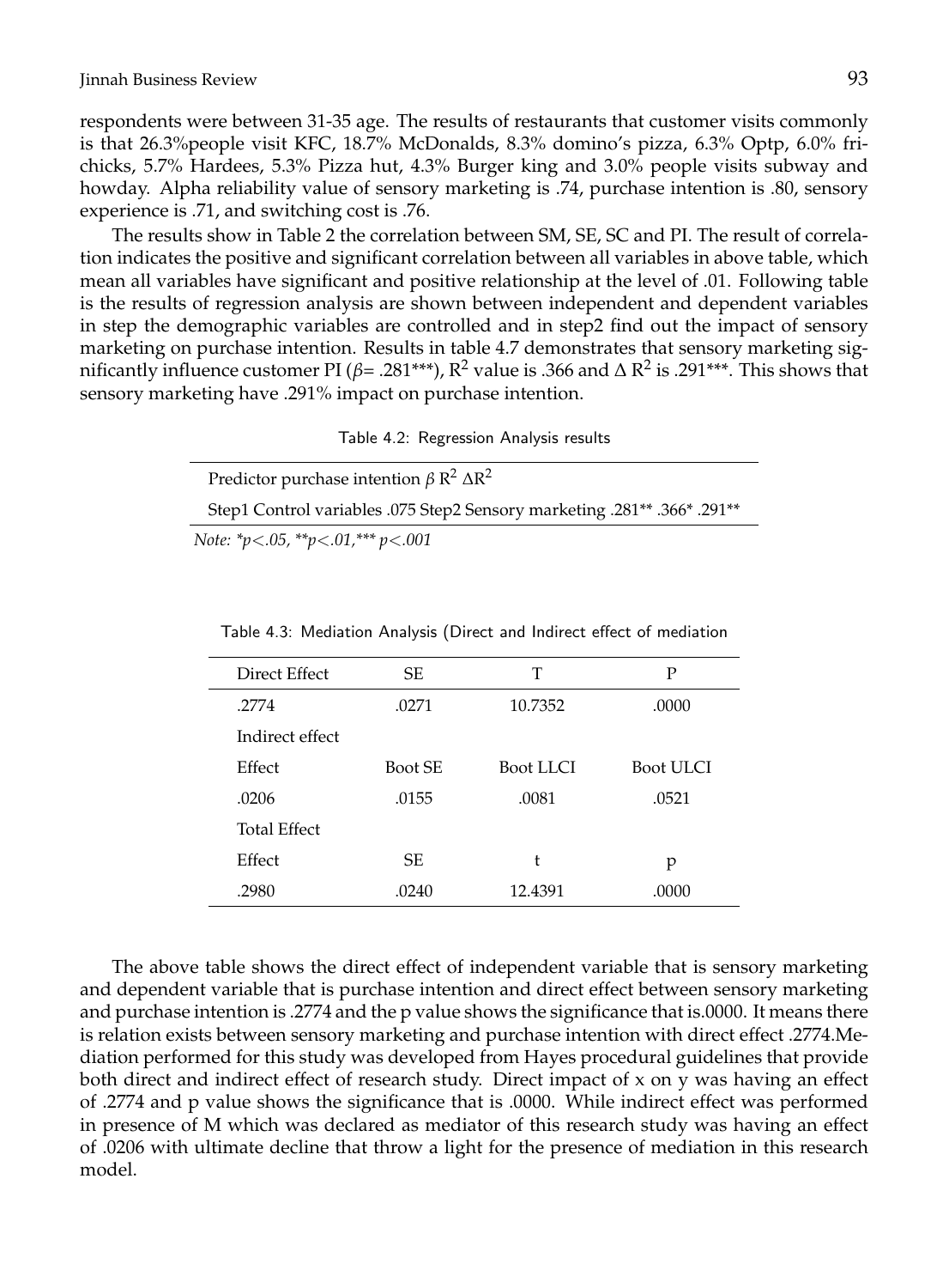respondents were between 31-35 age. The results of restaurants that customer visits commonly is that 26.3%people visit KFC, 18.7% McDonalds, 8.3% domino's pizza, 6.3% Optp, 6.0% fri-chicks, 5.7% Hardees, 5.3% Pizza hut, 4.3% Burger king and 3.0% people visits subway and howday. Alpha reliability value of sensory marketing is .74, purchase intention is .80, sensory experience is .71, and switching cost is .76.

The results show in Table 2 the correlation between SM, SE, SC and PI. The result of correlation indicates the positive and significant correlation between all variables in above table, which mean all variables have significant and positive relationship at the level of .01. Following table is the results of regression analysis are shown between independent and dependent variables in step the demographic variables are controlled and in step2 find out the impact of sensory marketing on purchase intention. Results in table 4.7 demonstrates that sensory marketing significantly influence customer PI ($\beta$= .281***), $R^2$ value is .366 and $\Delta R^2$ is .291***. This shows that sensory marketing have .291% impact on purchase intention.

Table 4.2: Regression Analysis results

| Predictor purchase intention $\beta$ $R^2$ $\Delta R^2$ |
|---|
| Step1 Control variables .075 Step2 Sensory marketing .281** .366* .291** |

*Note: *p<.05, **p<.01,*** p<.001*

Table 4.3: Mediation Analysis (Direct and Indirect effect of mediation

| Direct Effect | SE | T | P |
|---|---|---|---|
| .2774 | .0271 | 10.7352 | .0000 |
| Indirect effect | | | |
| Effect | Boot SE | Boot LLCI | Boot ULCI |
| .0206 | .0155 | .0081 | .0521 |
| Total Effect | | | |
| Effect | SE | t | p |
| .2980 | .0240 | 12.4391 | .0000 |

The above table shows the direct effect of independent variable that is sensory marketing and dependent variable that is purchase intention and direct effect between sensory marketing and purchase intention is .2774 and the p value shows the significance that is.0000. It means there is relation exists between sensory marketing and purchase intention with direct effect .2774.Mediation performed for this study was developed from Hayes procedural guidelines that provide both direct and indirect effect of research study. Direct impact of x on y was having an effect of .2774 and p value shows the significance that is .0000. While indirect effect was performed in presence of M which was declared as mediator of this research study was having an effect of .0206 with ultimate decline that throw a light for the presence of mediation in this research model.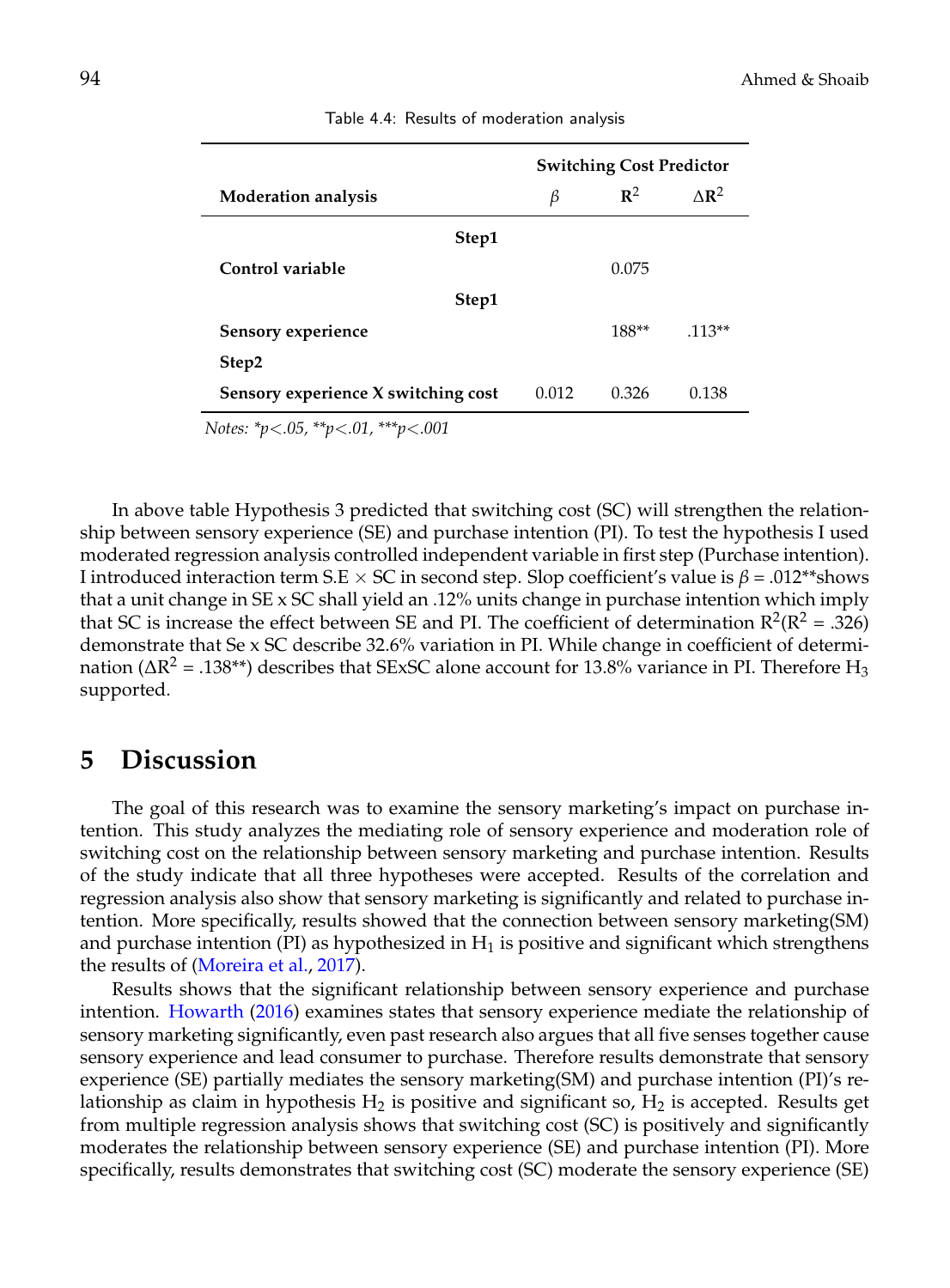Table 4.4: Results of moderation analysis

| Moderation analysis | Switching Cost Predictor | | |
|---|---|---|---|
| | $\beta$ | $R^2$ | $\Delta R^2$ |
| **Step1** | | | |
| **Control variable** | | 0.075 | |
| **Step1** | | | |
| **Sensory experience** | | 188** | .113** |
| **Step2** | | | |
| **Sensory experience X switching cost** | 0.012 | 0.326 | 0.138 |

*Notes: *p<.05, **p<.01, ***p<.001*

In above table Hypothesis 3 predicted that switching cost (SC) will strengthen the relationship between sensory experience (SE) and purchase intention (PI). To test the hypothesis I used moderated regression analysis controlled independent variable in first step (Purchase intention). I introduced interaction term S.E × SC in second step. Slop coefficient's value is $\beta$ = .012**shows that a unit change in SE x SC shall yield an .12% units change in purchase intention which imply that SC is increase the effect between SE and PI. The coefficient of determination $R^2$($R^2$ = .326) demonstrate that Se x SC describe 32.6% variation in PI. While change in coefficient of determination ($\Delta R^2$ = .138**) describes that SExSC alone account for 13.8% variance in PI. Therefore $H_3$ supported.

## 5 Discussion

The goal of this research was to examine the sensory marketing's impact on purchase intention. This study analyzes the mediating role of sensory experience and moderation role of switching cost on the relationship between sensory marketing and purchase intention. Results of the study indicate that all three hypotheses were accepted. Results of the correlation and regression analysis also show that sensory marketing is significantly and related to purchase intention. More specifically, results showed that the connection between sensory marketing(SM) and purchase intention (PI) as hypothesized in $H_1$ is positive and significant which strengthens the results of (Moreira et al., 2017).

Results shows that the significant relationship between sensory experience and purchase intention. Howarth (2016) examines states that sensory experience mediate the relationship of sensory marketing significantly, even past research also argues that all five senses together cause sensory experience and lead consumer to purchase. Therefore results demonstrate that sensory experience (SE) partially mediates the sensory marketing(SM) and purchase intention (PI)'s relationship as claim in hypothesis $H_2$ is positive and significant so, $H_2$ is accepted. Results get from multiple regression analysis shows that switching cost (SC) is positively and significantly moderates the relationship between sensory experience (SE) and purchase intention (PI). More specifically, results demonstrates that switching cost (SC) moderate the sensory experience (SE)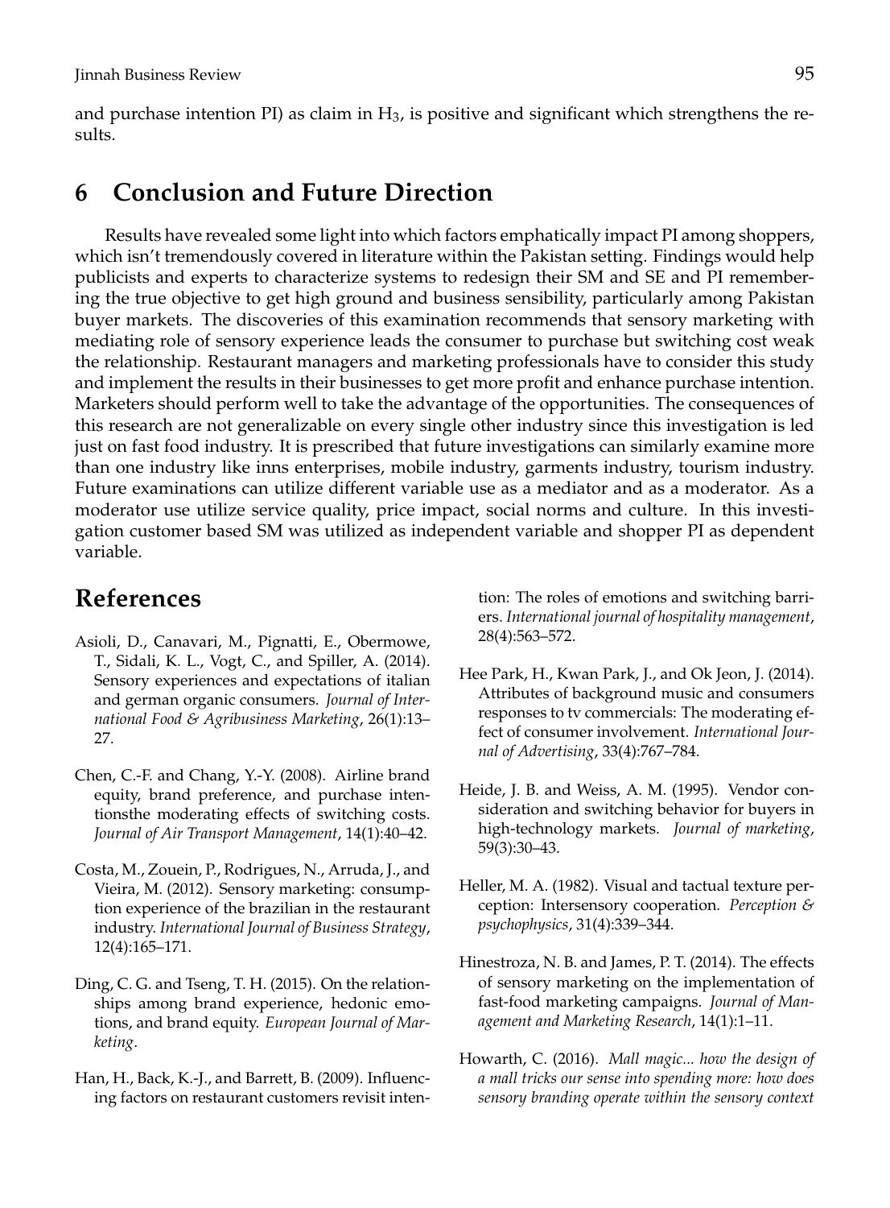and purchase intention PI) as claim in $H_3$, is positive and significant which strengthens the results.

## 6 Conclusion and Future Direction

Results have revealed some light into which factors emphatically impact PI among shoppers, which isn't tremendously covered in literature within the Pakistan setting. Findings would help publicists and experts to characterize systems to redesign their SM and SE and PI remembering the true objective to get high ground and business sensibility, particularly among Pakistan buyer markets. The discoveries of this examination recommends that sensory marketing with mediating role of sensory experience leads the consumer to purchase but switching cost weak the relationship. Restaurant managers and marketing professionals have to consider this study and implement the results in their businesses to get more profit and enhance purchase intention. Marketers should perform well to take the advantage of the opportunities. The consequences of this research are not generalizable on every single other industry since this investigation is led just on fast food industry. It is prescribed that future investigations can similarly examine more than one industry like inns enterprises, mobile industry, garments industry, tourism industry. Future examinations can utilize different variable use as a mediator and as a moderator. As a moderator use utilize service quality, price impact, social norms and culture. In this investigation customer based SM was utilized as independent variable and shopper PI as dependent variable.

# References

Asioli, D., Canavari, M., Pignatti, E., Obermowe, T., Sidali, K. L., Vogt, C., and Spiller, A. (2014). Sensory experiences and expectations of italian and german organic consumers. *Journal of International Food & Agribusiness Marketing*, 26(1):13–27.

Chen, C.-F. and Chang, Y.-Y. (2008). Airline brand equity, brand preference, and purchase intentionsthe moderating effects of switching costs. *Journal of Air Transport Management*, 14(1):40–42.

Costa, M., Zouein, P., Rodrigues, N., Arruda, J., and Vieira, M. (2012). Sensory marketing: consumption experience of the brazilian in the restaurant industry. *International Journal of Business Strategy*, 12(4):165–171.

Ding, C. G. and Tseng, T. H. (2015). On the relationships among brand experience, hedonic emotions, and brand equity. *European Journal of Marketing*.

Han, H., Back, K.-J., and Barrett, B. (2009). Influencing factors on restaurant customers revisit intention: The roles of emotions and switching barriers. *International journal of hospitality management*, 28(4):563–572.

Hee Park, H., Kwan Park, J., and Ok Jeon, J. (2014). Attributes of background music and consumers responses to tv commercials: The moderating effect of consumer involvement. *International Journal of Advertising*, 33(4):767–784.

Heide, J. B. and Weiss, A. M. (1995). Vendor consideration and switching behavior for buyers in high-technology markets. *Journal of marketing*, 59(3):30–43.

Heller, M. A. (1982). Visual and tactual texture perception: Intersensory cooperation. *Perception & psychophysics*, 31(4):339–344.

Hinestroza, N. B. and James, P. T. (2014). The effects of sensory marketing on the implementation of fast-food marketing campaigns. *Journal of Management and Marketing Research*, 14(1):1–11.

Howarth, C. (2016). *Mall magic... how the design of a mall tricks our sense into spending more: how does sensory branding operate within the sensory context*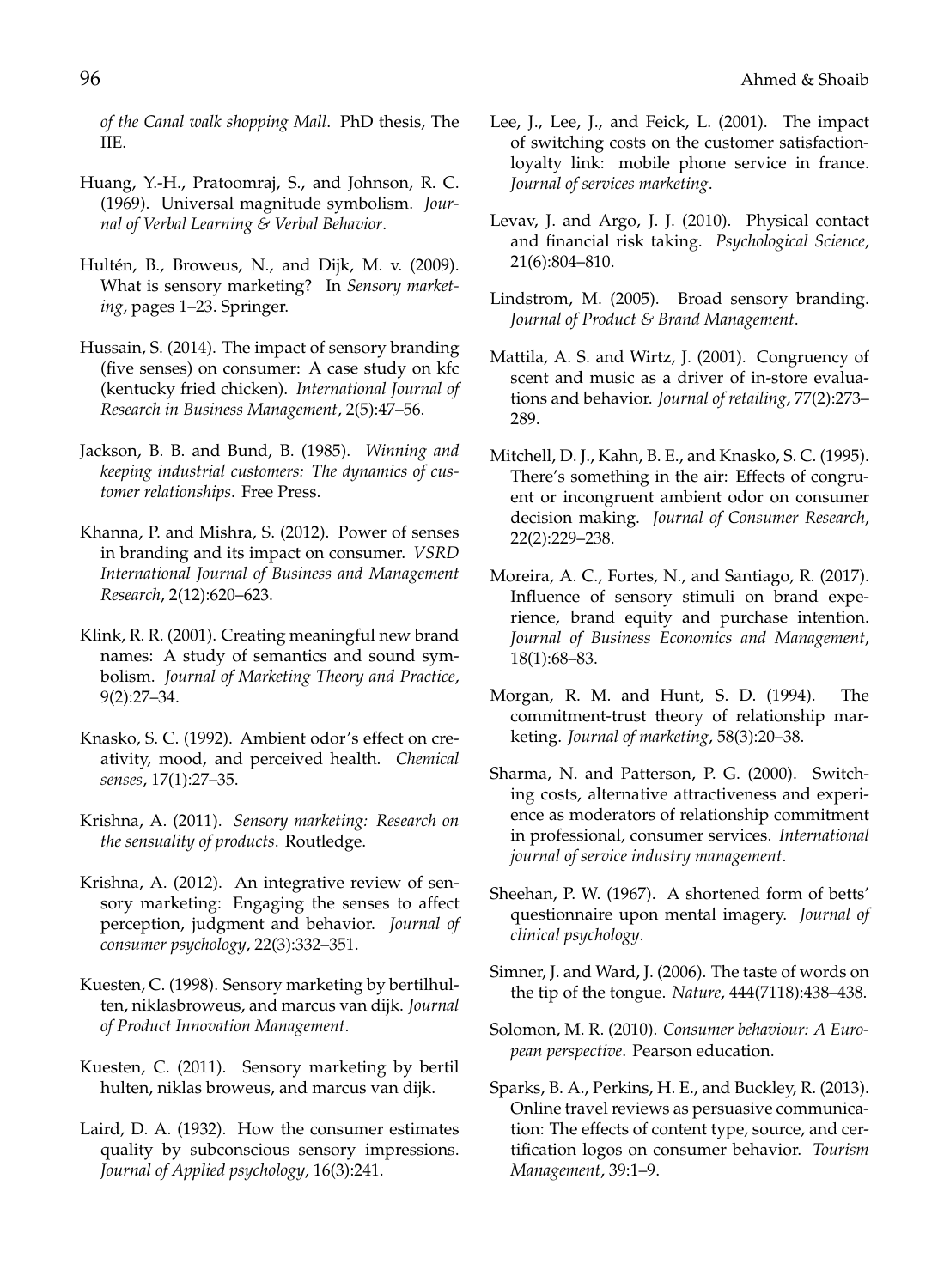*of the Canal walk shopping Mall*. PhD thesis, The IIE.

Huang, Y.-H., Pratoomraj, S., and Johnson, R. C. (1969). Universal magnitude symbolism. *Journal of Verbal Learning & Verbal Behavior*.

Hultén, B., Broweus, N., and Dijk, M. v. (2009). What is sensory marketing? In *Sensory marketing*, pages 1–23. Springer.

Hussain, S. (2014). The impact of sensory branding (five senses) on consumer: A case study on kfc (kentucky fried chicken). *International Journal of Research in Business Management*, 2(5):47–56.

Jackson, B. B. and Bund, B. (1985). *Winning and keeping industrial customers: The dynamics of customer relationships*. Free Press.

Khanna, P. and Mishra, S. (2012). Power of senses in branding and its impact on consumer. *VSRD International Journal of Business and Management Research*, 2(12):620–623.

Klink, R. R. (2001). Creating meaningful new brand names: A study of semantics and sound symbolism. *Journal of Marketing Theory and Practice*, 9(2):27–34.

Knasko, S. C. (1992). Ambient odor's effect on creativity, mood, and perceived health. *Chemical senses*, 17(1):27–35.

Krishna, A. (2011). *Sensory marketing: Research on the sensuality of products*. Routledge.

Krishna, A. (2012). An integrative review of sensory marketing: Engaging the senses to affect perception, judgment and behavior. *Journal of consumer psychology*, 22(3):332–351.

Kuesten, C. (1998). Sensory marketing by bertilhulten, niklasbroweus, and marcus van dijk. *Journal of Product Innovation Management*.

Kuesten, C. (2011). Sensory marketing by bertil hulten, niklas broweus, and marcus van dijk.

Laird, D. A. (1932). How the consumer estimates quality by subconscious sensory impressions. *Journal of Applied psychology*, 16(3):241.

Lee, J., Lee, J., and Feick, L. (2001). The impact of switching costs on the customer satisfaction-loyalty link: mobile phone service in france. *Journal of services marketing*.

Levav, J. and Argo, J. J. (2010). Physical contact and financial risk taking. *Psychological Science*, 21(6):804–810.

Lindstrom, M. (2005). Broad sensory branding. *Journal of Product & Brand Management*.

Mattila, A. S. and Wirtz, J. (2001). Congruency of scent and music as a driver of in-store evaluations and behavior. *Journal of retailing*, 77(2):273–289.

Mitchell, D. J., Kahn, B. E., and Knasko, S. C. (1995). There's something in the air: Effects of congruent or incongruent ambient odor on consumer decision making. *Journal of Consumer Research*, 22(2):229–238.

Moreira, A. C., Fortes, N., and Santiago, R. (2017). Influence of sensory stimuli on brand experience, brand equity and purchase intention. *Journal of Business Economics and Management*, 18(1):68–83.

Morgan, R. M. and Hunt, S. D. (1994). The commitment-trust theory of relationship marketing. *Journal of marketing*, 58(3):20–38.

Sharma, N. and Patterson, P. G. (2000). Switching costs, alternative attractiveness and experience as moderators of relationship commitment in professional, consumer services. *International journal of service industry management*.

Sheehan, P. W. (1967). A shortened form of betts' questionnaire upon mental imagery. *Journal of clinical psychology*.

Simner, J. and Ward, J. (2006). The taste of words on the tip of the tongue. *Nature*, 444(7118):438–438.

Solomon, M. R. (2010). *Consumer behaviour: A European perspective*. Pearson education.

Sparks, B. A., Perkins, H. E., and Buckley, R. (2013). Online travel reviews as persuasive communication: The effects of content type, source, and certification logos on consumer behavior. *Tourism Management*, 39:1–9.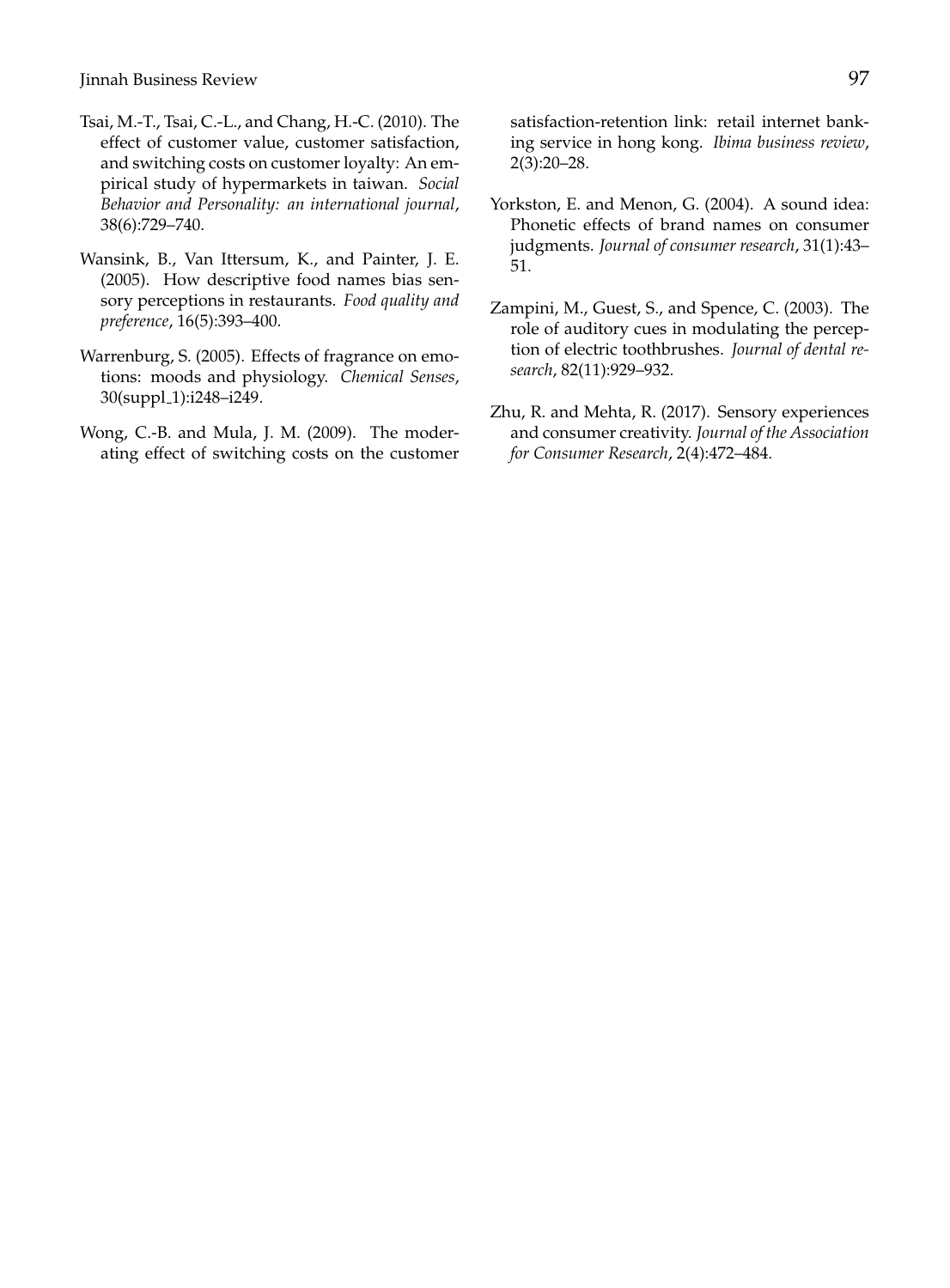Tsai, M.-T., Tsai, C.-L., and Chang, H.-C. (2010). The effect of customer value, customer satisfaction, and switching costs on customer loyalty: An empirical study of hypermarkets in taiwan. *Social Behavior and Personality: an international journal*, 38(6):729–740.

Wansink, B., Van Ittersum, K., and Painter, J. E. (2005). How descriptive food names bias sensory perceptions in restaurants. *Food quality and preference*, 16(5):393–400.

Warrenburg, S. (2005). Effects of fragrance on emotions: moods and physiology. *Chemical Senses*, 30(suppl_1):i248–i249.

Wong, C.-B. and Mula, J. M. (2009). The moderating effect of switching costs on the customer satisfaction-retention link: retail internet banking service in hong kong. *Ibima business review*, 2(3):20–28.

Yorkston, E. and Menon, G. (2004). A sound idea: Phonetic effects of brand names on consumer judgments. *Journal of consumer research*, 31(1):43–51.

Zampini, M., Guest, S., and Spence, C. (2003). The role of auditory cues in modulating the perception of electric toothbrushes. *Journal of dental research*, 82(11):929–932.

Zhu, R. and Mehta, R. (2017). Sensory experiences and consumer creativity. *Journal of the Association for Consumer Research*, 2(4):472–484.